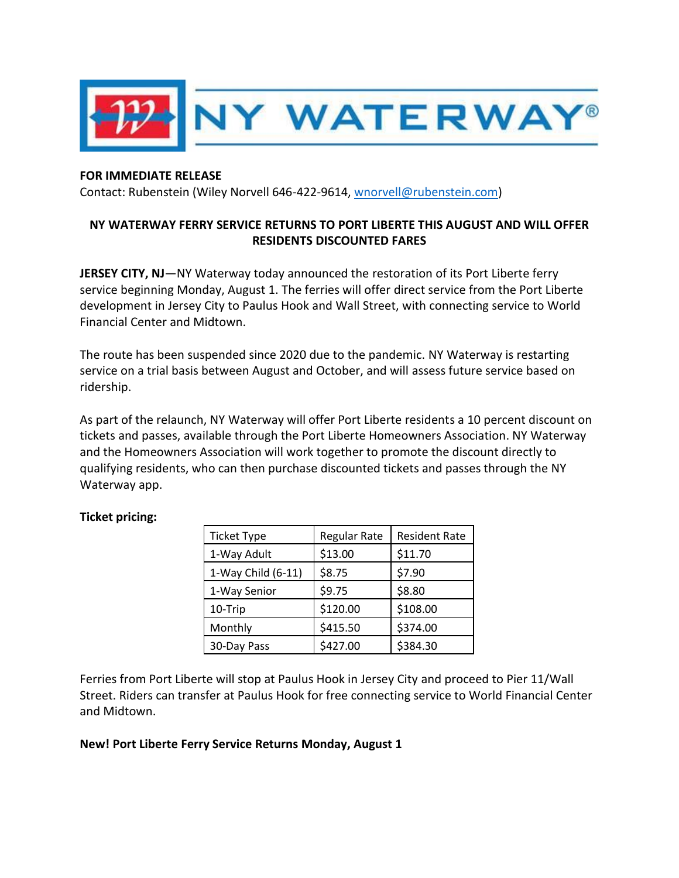NY WATERWAY®

**FOR IMMEDIATE RELEASE**
Contact: Rubenstein (Wiley Norvell 646-422-9614, wnorvell@rubenstein.com)

**NY WATERWAY FERRY SERVICE RETURNS TO PORT LIBERTE THIS AUGUST AND WILL OFFER RESIDENTS DISCOUNTED FARES**

**JERSEY CITY, NJ**—NY Waterway today announced the restoration of its Port Liberte ferry service beginning Monday, August 1. The ferries will offer direct service from the Port Liberte development in Jersey City to Paulus Hook and Wall Street, with connecting service to World Financial Center and Midtown.

The route has been suspended since 2020 due to the pandemic. NY Waterway is restarting service on a trial basis between August and October, and will assess future service based on ridership.

As part of the relaunch, NY Waterway will offer Port Liberte residents a 10 percent discount on tickets and passes, available through the Port Liberte Homeowners Association. NY Waterway and the Homeowners Association will work together to promote the discount directly to qualifying residents, who can then purchase discounted tickets and passes through the NY Waterway app.

**Ticket pricing:**

| Ticket Type | Regular Rate | Resident Rate |
|---|---|---|
| 1-Way Adult | $13.00 | $11.70 |
| 1-Way Child (6-11) | $8.75 | $7.90 |
| 1-Way Senior | $9.75 | $8.80 |
| 10-Trip | $120.00 | $108.00 |
| Monthly | $415.50 | $374.00 |
| 30-Day Pass | $427.00 | $384.30 |

Ferries from Port Liberte will stop at Paulus Hook in Jersey City and proceed to Pier 11/Wall Street. Riders can transfer at Paulus Hook for free connecting service to World Financial Center and Midtown.

**New! Port Liberte Ferry Service Returns Monday, August 1**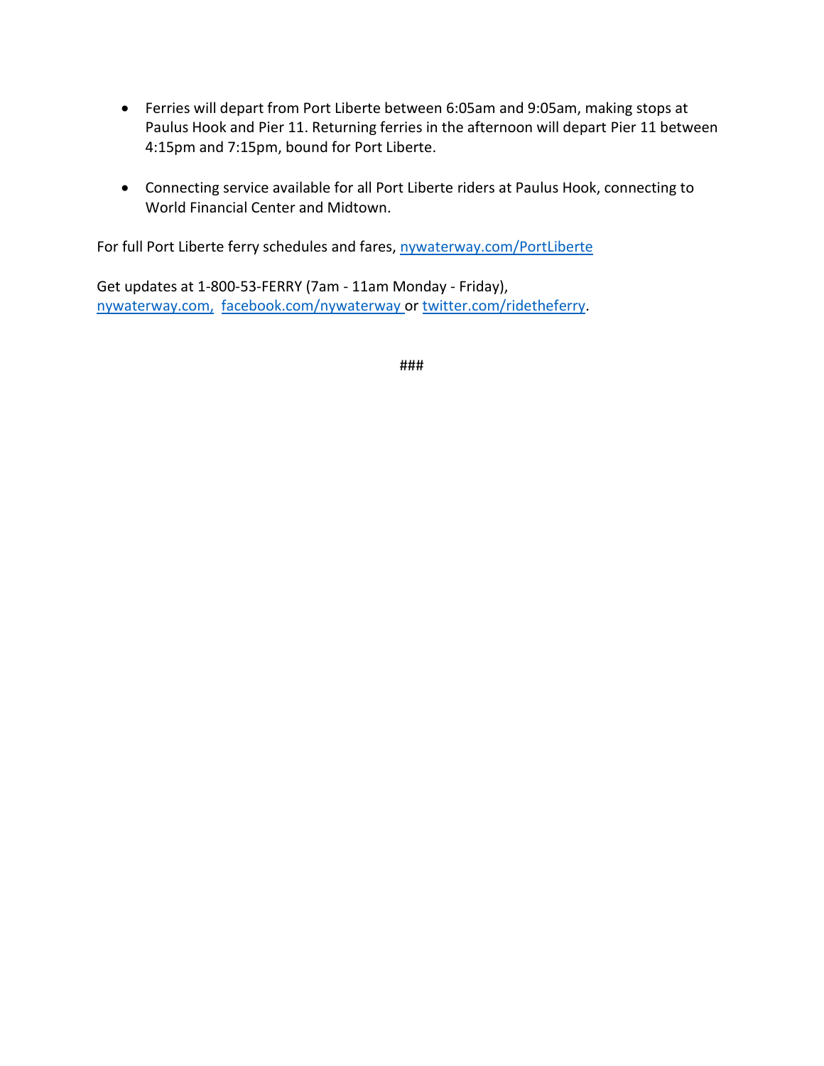- Ferries will depart from Port Liberte between 6:05am and 9:05am, making stops at Paulus Hook and Pier 11. Returning ferries in the afternoon will depart Pier 11 between 4:15pm and 7:15pm, bound for Port Liberte.

- Connecting service available for all Port Liberte riders at Paulus Hook, connecting to World Financial Center and Midtown.

For full Port Liberte ferry schedules and fares, nywaterway.com/PortLiberte

Get updates at 1-800-53-FERRY (7am - 11am Monday - Friday), nywaterway.com, facebook.com/nywaterway or twitter.com/ridetheferry.

###